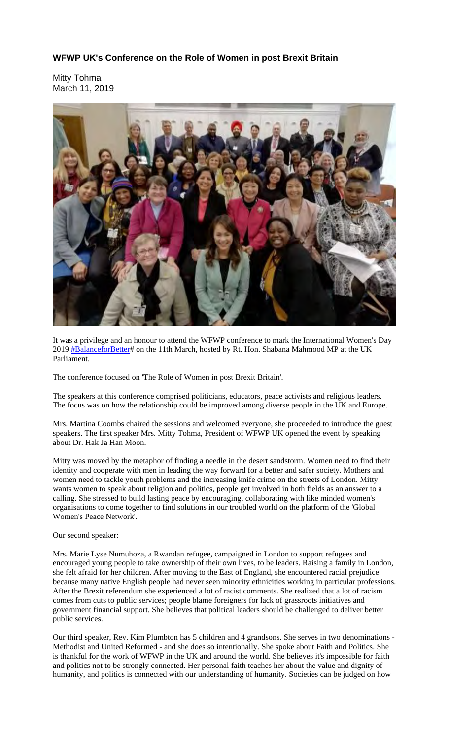### WFWP UK's Conference on the Role of Women in post Brexit Britain

Mitty Tohma
March 11, 2019

It was a privilege and an honour to attend the WFWP conference to mark the International Women's Day 2019 #BalanceforBetter# on the 11th March, hosted by Rt. Hon. Shabana Mahmood MP at the UK Parliament.

The conference focused on 'The Role of Women in post Brexit Britain'.

The speakers at this conference comprised politicians, educators, peace activists and religious leaders. The focus was on how the relationship could be improved among diverse people in the UK and Europe.

Mrs. Martina Coombs chaired the sessions and welcomed everyone, she proceeded to introduce the guest speakers. The first speaker Mrs. Mitty Tohma, President of WFWP UK opened the event by speaking about Dr. Hak Ja Han Moon.

Mitty was moved by the metaphor of finding a needle in the desert sandstorm. Women need to find their identity and cooperate with men in leading the way forward for a better and safer society. Mothers and women need to tackle youth problems and the increasing knife crime on the streets of London. Mitty wants women to speak about religion and politics, people get involved in both fields as an answer to a calling. She stressed to build lasting peace by encouraging, collaborating with like minded women's organisations to come together to find solutions in our troubled world on the platform of the 'Global Women's Peace Network'.

Our second speaker:

Mrs. Marie Lyse Numuhoza, a Rwandan refugee, campaigned in London to support refugees and encouraged young people to take ownership of their own lives, to be leaders. Raising a family in London, she felt afraid for her children. After moving to the East of England, she encountered racial prejudice because many native English people had never seen minority ethnicities working in particular professions. After the Brexit referendum she experienced a lot of racist comments. She realized that a lot of racism comes from cuts to public services; people blame foreigners for lack of grassroots initiatives and government financial support. She believes that political leaders should be challenged to deliver better public services.

Our third speaker, Rev. Kim Plumbton has 5 children and 4 grandsons. She serves in two denominations - Methodist and United Reformed - and she does so intentionally. She spoke about Faith and Politics. She is thankful for the work of WFWP in the UK and around the world. She believes it's impossible for faith and politics not to be strongly connected. Her personal faith teaches her about the value and dignity of humanity, and politics is connected with our understanding of humanity. Societies can be judged on how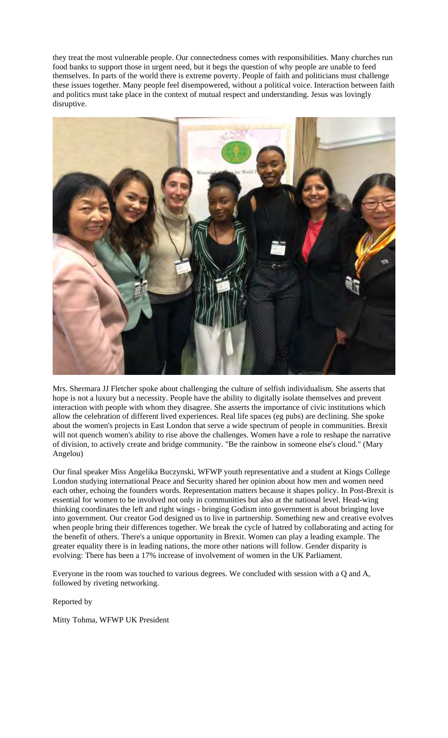they treat the most vulnerable people. Our connectedness comes with responsibilities. Many churches run food banks to support those in urgent need, but it begs the question of why people are unable to feed themselves. In parts of the world there is extreme poverty. People of faith and politicians must challenge these issues together. Many people feel disempowered, without a political voice. Interaction between faith and politics must take place in the context of mutual respect and understanding. Jesus was lovingly disruptive.

Mrs. Shermara JJ Fletcher spoke about challenging the culture of selfish individualism. She asserts that hope is not a luxury but a necessity. People have the ability to digitally isolate themselves and prevent interaction with people with whom they disagree. She asserts the importance of civic institutions which allow the celebration of different lived experiences. Real life spaces (eg pubs) are declining. She spoke about the women's projects in East London that serve a wide spectrum of people in communities. Brexit will not quench women's ability to rise above the challenges. Women have a role to reshape the narrative of division, to actively create and bridge community. "Be the rainbow in someone else's cloud." (Mary Angelou)

Our final speaker Miss Angelika Buczynski, WFWP youth representative and a student at Kings College London studying international Peace and Security shared her opinion about how men and women need each other, echoing the founders words. Representation matters because it shapes policy. In Post-Brexit is essential for women to be involved not only in communities but also at the national level. Head-wing thinking coordinates the left and right wings - bringing Godism into government is about bringing love into government. Our creator God designed us to live in partnership. Something new and creative evolves when people bring their differences together. We break the cycle of hatred by collaborating and acting for the benefit of others. There's a unique opportunity in Brexit. Women can play a leading example. The greater equality there is in leading nations, the more other nations will follow. Gender disparity is evolving: There has been a 17% increase of involvement of women in the UK Parliament.

Everyone in the room was touched to various degrees. We concluded with session with a Q and A, followed by riveting networking.

Reported by

Mitty Tohma, WFWP UK President